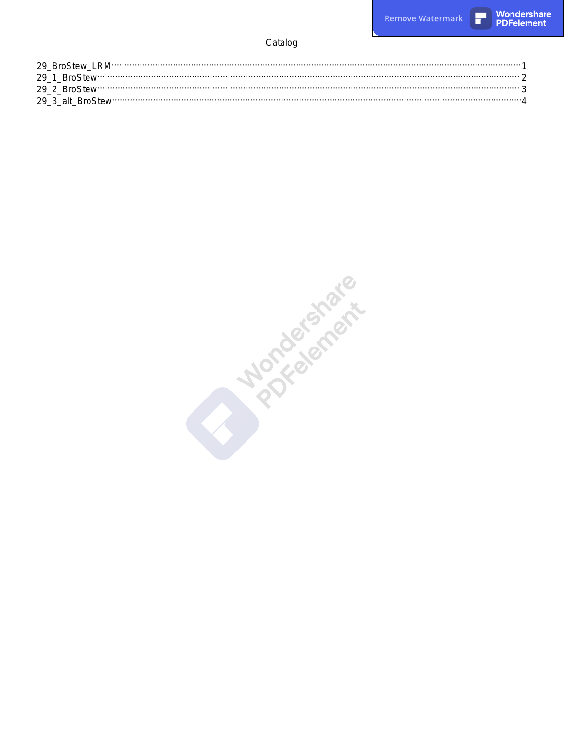# Catalog

29_BroStew_LRM ........................................................................................................................ 1
29_1_BroStew ........................................................................................................................... 2
29_2_BroStew ........................................................................................................................... 3
29_3_alt_BroStew ...................................................................................................................... 4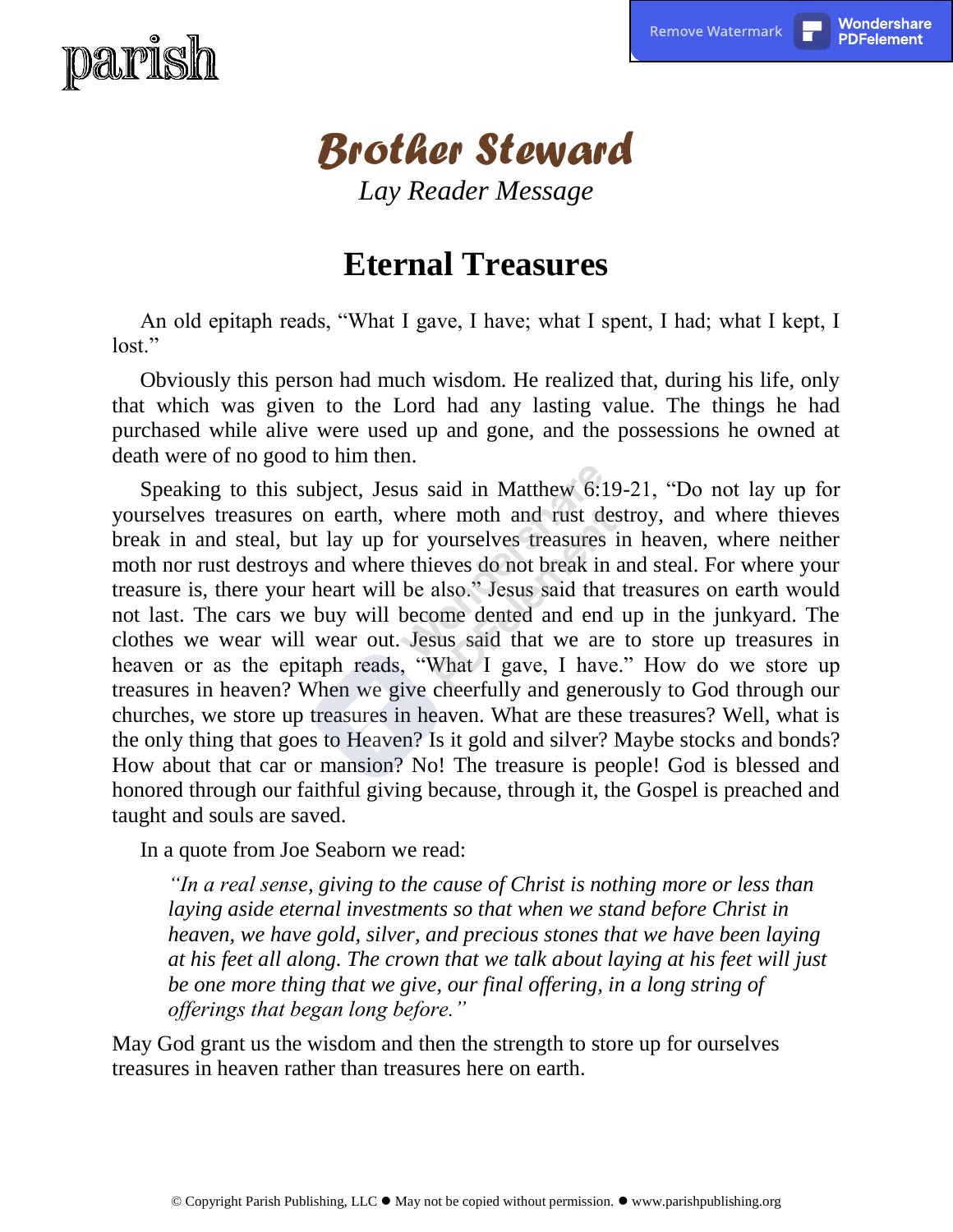# Brother Steward

*Lay Reader Message*

## Eternal Treasures

An old epitaph reads, "What I gave, I have; what I spent, I had; what I kept, I lost."

Obviously this person had much wisdom. He realized that, during his life, only that which was given to the Lord had any lasting value. The things he had purchased while alive were used up and gone, and the possessions he owned at death were of no good to him then.

Speaking to this subject, Jesus said in Matthew 6:19-21, "Do not lay up for yourselves treasures on earth, where moth and rust destroy, and where thieves break in and steal, but lay up for yourselves treasures in heaven, where neither moth nor rust destroys and where thieves do not break in and steal. For where your treasure is, there your heart will be also." Jesus said that treasures on earth would not last. The cars we buy will become dented and end up in the junkyard. The clothes we wear will wear out. Jesus said that we are to store up treasures in heaven or as the epitaph reads, "What I gave, I have." How do we store up treasures in heaven? When we give cheerfully and generously to God through our churches, we store up treasures in heaven. What are these treasures? Well, what is the only thing that goes to Heaven? Is it gold and silver? Maybe stocks and bonds? How about that car or mansion? No! The treasure is people! God is blessed and honored through our faithful giving because, through it, the Gospel is preached and taught and souls are saved.

In a quote from Joe Seaborn we read:

> *"In a real sense, giving to the cause of Christ is nothing more or less than laying aside eternal investments so that when we stand before Christ in heaven, we have gold, silver, and precious stones that we have been laying at his feet all along. The crown that we talk about laying at his feet will just be one more thing that we give, our final offering, in a long string of offerings that began long before."*

May God grant us the wisdom and then the strength to store up for ourselves treasures in heaven rather than treasures here on earth.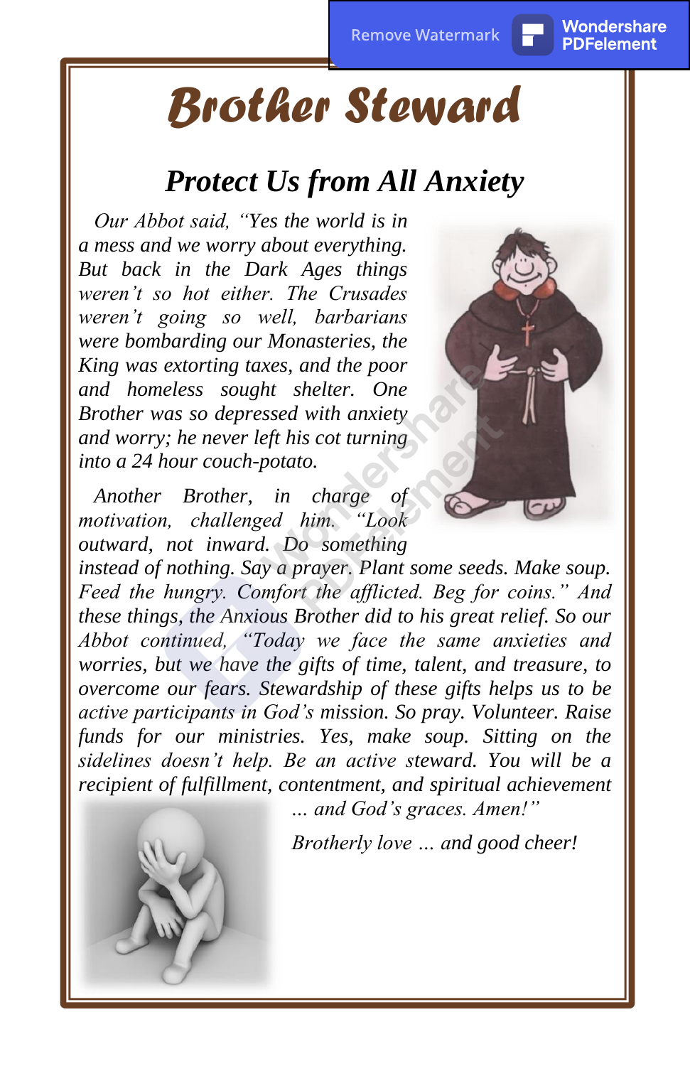# Brother Steward

## *Protect Us from All Anxiety*

*Our Abbot said, "Yes the world is in a mess and we worry about everything. But back in the Dark Ages things weren't so hot either. The Crusades weren't going so well, barbarians were bombarding our Monasteries, the King was extorting taxes, and the poor and homeless sought shelter. One Brother was so depressed with anxiety and worry; he never left his cot turning into a 24 hour couch-potato.*

*Another Brother, in charge of motivation, challenged him. "Look outward, not inward. Do something instead of nothing. Say a prayer. Plant some seeds. Make soup. Feed the hungry. Comfort the afflicted. Beg for coins." And these things, the Anxious Brother did to his great relief. So our Abbot continued, "Today we face the same anxieties and worries, but we have the gifts of time, talent, and treasure, to overcome our fears. Stewardship of these gifts helps us to be active participants in God's mission. So pray. Volunteer. Raise funds for our ministries. Yes, make soup. Sitting on the sidelines doesn't help. Be an active steward. You will be a recipient of fulfillment, contentment, and spiritual achievement … and God's graces. Amen!"*

*Brotherly love … and good cheer!*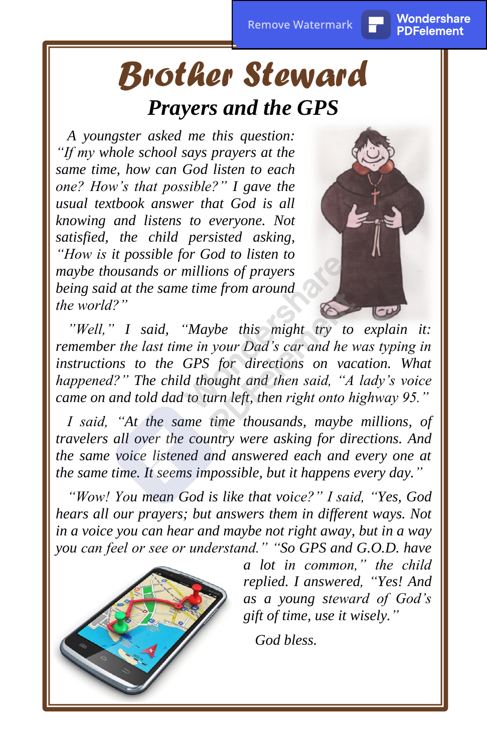# Brother Steward

## Prayers and the GPS

*A youngster asked me this question: "If my whole school says prayers at the same time, how can God listen to each one? How's that possible?" I gave the usual textbook answer that God is all knowing and listens to everyone. Not satisfied, the child persisted asking, "How is it possible for God to listen to maybe thousands or millions of prayers being said at the same time from around the world?"*

*"Well," I said, "Maybe this might try to explain it: remember the last time in your Dad's car and he was typing in instructions to the GPS for directions on vacation. What happened?" The child thought and then said, "A lady's voice came on and told dad to turn left, then right onto highway 95."*

*I said, "At the same time thousands, maybe millions, of travelers all over the country were asking for directions. And the same voice listened and answered each and every one at the same time. It seems impossible, but it happens every day."*

*"Wow! You mean God is like that voice?" I said, "Yes, God hears all our prayers; but answers them in different ways. Not in a voice you can hear and maybe not right away, but in a way you can feel or see or understand." "So GPS and G.O.D. have a lot in common," the child replied. I answered, "Yes! And as a young steward of God's gift of time, use it wisely."*

*God bless.*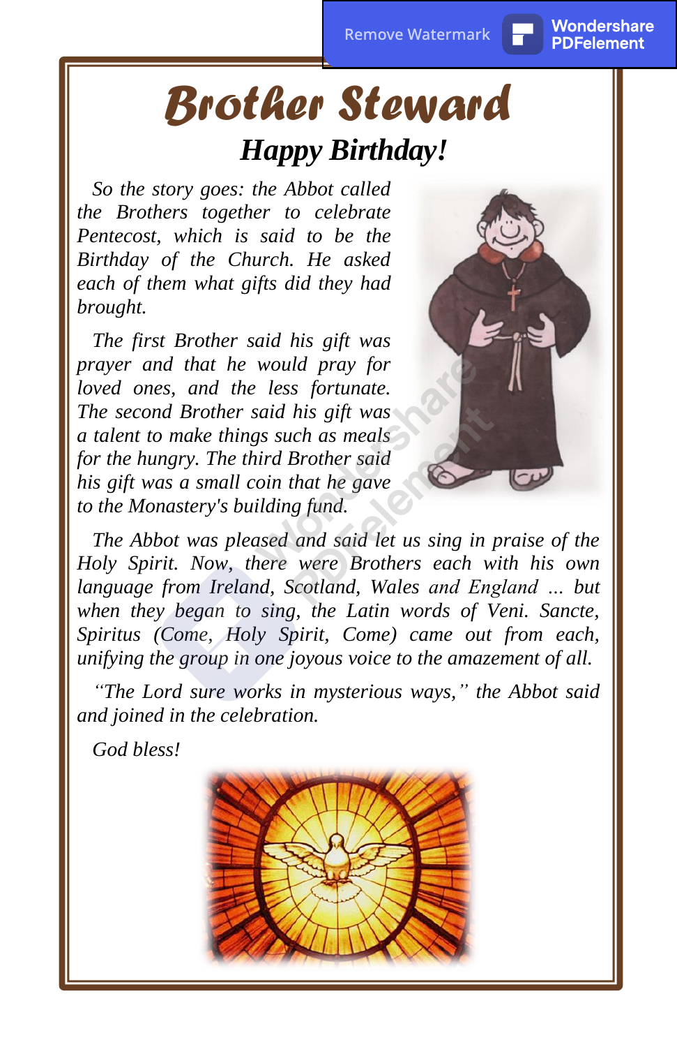# Brother Steward

## Happy Birthday!

*So the story goes: the Abbot called the Brothers together to celebrate Pentecost, which is said to be the Birthday of the Church. He asked each of them what gifts did they had brought.*

*The first Brother said his gift was prayer and that he would pray for loved ones, and the less fortunate. The second Brother said his gift was a talent to make things such as meals for the hungry. The third Brother said his gift was a small coin that he gave to the Monastery's building fund.*

*The Abbot was pleased and said let us sing in praise of the Holy Spirit. Now, there were Brothers each with his own language from Ireland, Scotland, Wales and England ... but when they began to sing, the Latin words of Veni. Sancte, Spiritus (Come, Holy Spirit, Come) came out from each, unifying the group in one joyous voice to the amazement of all.*

*"The Lord sure works in mysterious ways," the Abbot said and joined in the celebration.*

*God bless!*